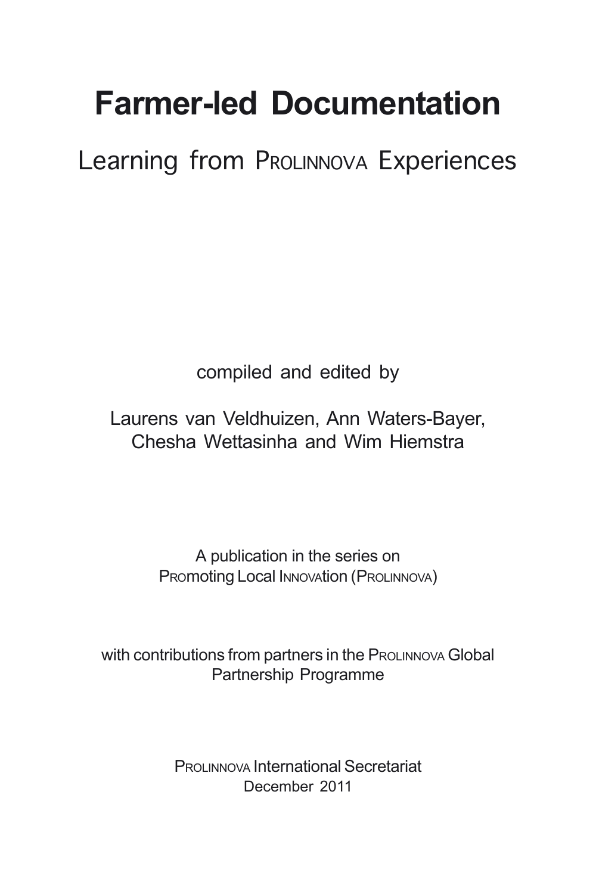# Farmer-led Documentation

## Learning from Prolinnova Experiences

compiled and edited by

Laurens van Veldhuizen, Ann Waters-Bayer,
Chesha Wettasinha and Wim Hiemstra

A publication in the series on
PROmoting Local INNOVAtion (PROLINNOVA)

with contributions from partners in the Prolinnova Global
Partnership Programme

Prolinnova International Secretariat
December 2011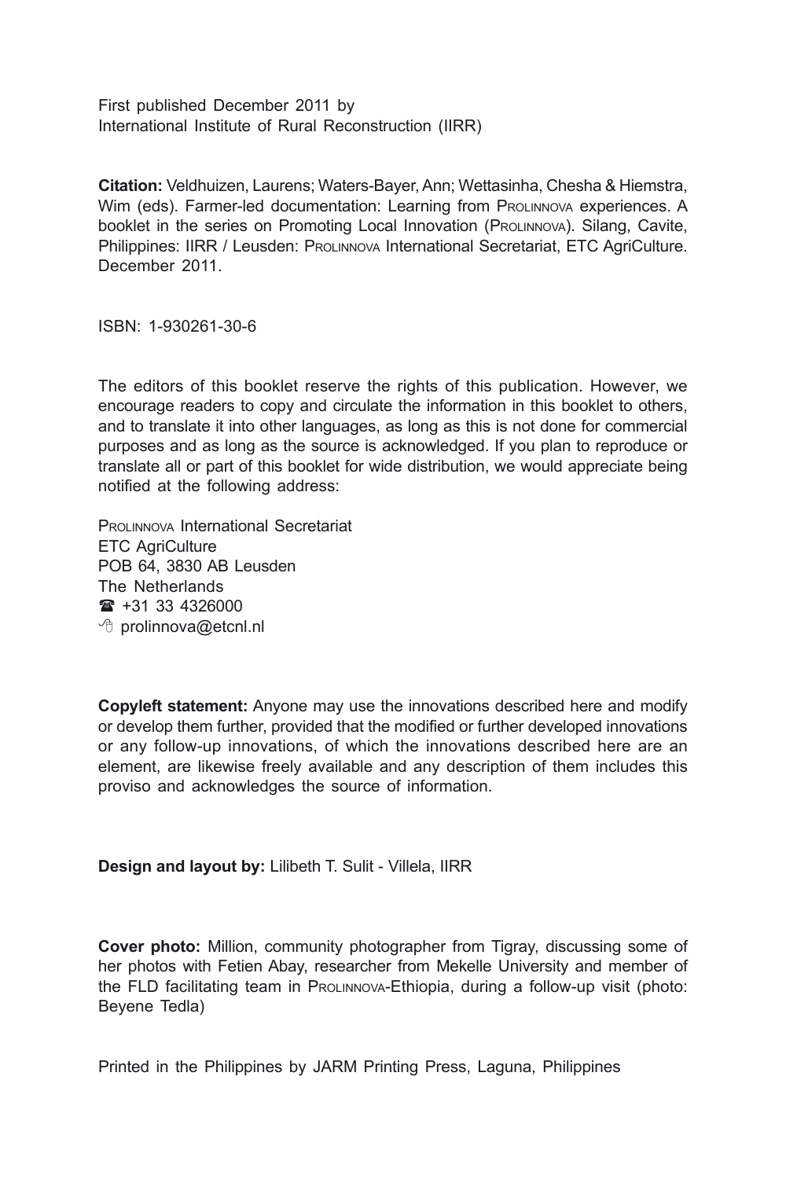First published December 2011 by
International Institute of Rural Reconstruction (IIRR)

**Citation:** Veldhuizen, Laurens; Waters-Bayer, Ann; Wettasinha, Chesha & Hiemstra, Wim (eds). Farmer-led documentation: Learning from PROLINNOVA experiences. A booklet in the series on Promoting Local Innovation (PROLINNOVA). Silang, Cavite, Philippines: IIRR / Leusden: PROLINNOVA International Secretariat, ETC AgriCulture. December 2011.

ISBN: 1-930261-30-6

The editors of this booklet reserve the rights of this publication. However, we encourage readers to copy and circulate the information in this booklet to others, and to translate it into other languages, as long as this is not done for commercial purposes and as long as the source is acknowledged. If you plan to reproduce or translate all or part of this booklet for wide distribution, we would appreciate being notified at the following address:

PROLINNOVA International Secretariat
ETC AgriCulture
POB 64, 3830 AB Leusden
The Netherlands
☎ +31 33 4326000
prolinnova@etcnl.nl

**Copyleft statement:** Anyone may use the innovations described here and modify or develop them further, provided that the modified or further developed innovations or any follow-up innovations, of which the innovations described here are an element, are likewise freely available and any description of them includes this proviso and acknowledges the source of information.

**Design and layout by:** Lilibeth T. Sulit - Villela, IIRR

**Cover photo:** Million, community photographer from Tigray, discussing some of her photos with Fetien Abay, researcher from Mekelle University and member of the FLD facilitating team in PROLINNOVA-Ethiopia, during a follow-up visit (photo: Beyene Tedla)

Printed in the Philippines by JARM Printing Press, Laguna, Philippines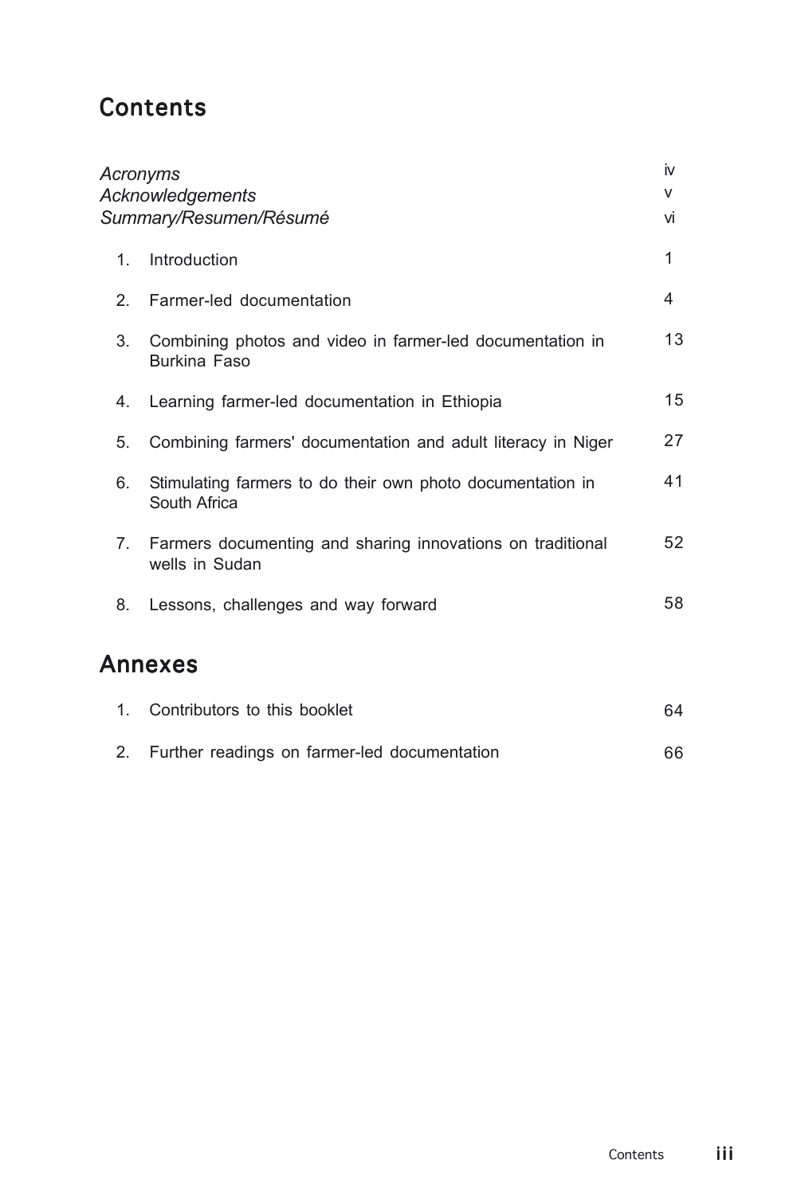# Contents

| | | |
|---|---|---|
| *Acronyms* | | iv |
| *Acknowledgements* | | v |
| *Summary/Resumen/Résumé* | | vi |
| 1. | Introduction | 1 |
| 2. | Farmer-led documentation | 4 |
| 3. | Combining photos and video in farmer-led documentation in Burkina Faso | 13 |
| 4. | Learning farmer-led documentation in Ethiopia | 15 |
| 5. | Combining farmers' documentation and adult literacy in Niger | 27 |
| 6. | Stimulating farmers to do their own photo documentation in South Africa | 41 |
| 7. | Farmers documenting and sharing innovations on traditional wells in Sudan | 52 |
| 8. | Lessons, challenges and way forward | 58 |

# Annexes

| | | |
|---|---|---|
| 1. | Contributors to this booklet | 64 |
| 2. | Further readings on farmer-led documentation | 66 |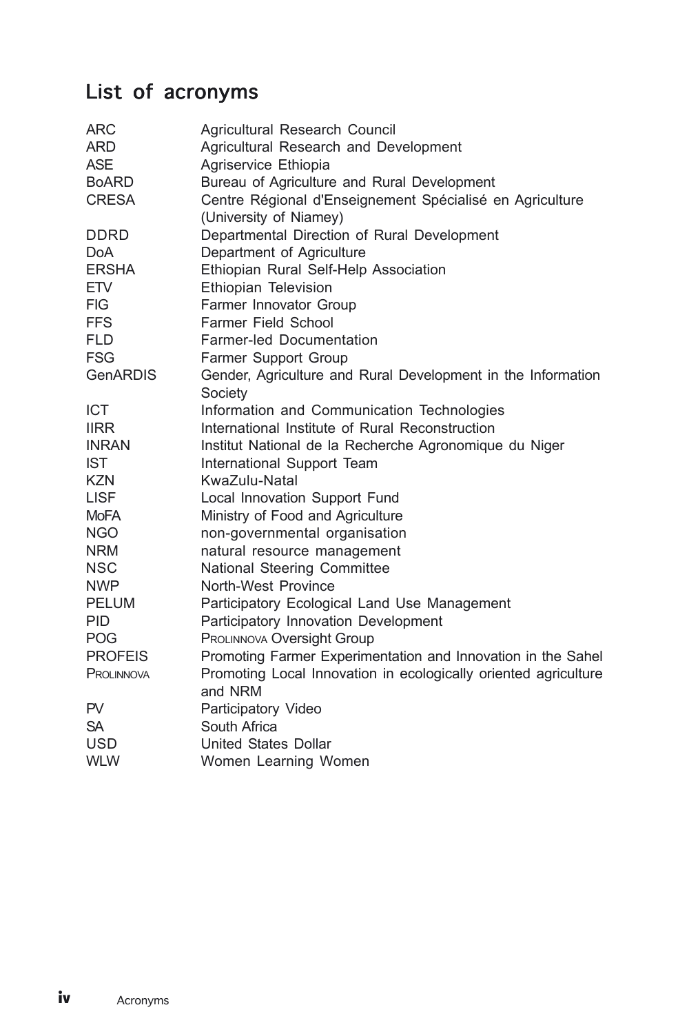# List of acronyms

| | |
|---|---|
| ARC | Agricultural Research Council |
| ARD | Agricultural Research and Development |
| ASE | Agriservice Ethiopia |
| BoARD | Bureau of Agriculture and Rural Development |
| CRESA | Centre Régional d'Enseignement Spécialisé en Agriculture (University of Niamey) |
| DDRD | Departmental Direction of Rural Development |
| DoA | Department of Agriculture |
| ERSHA | Ethiopian Rural Self-Help Association |
| ETV | Ethiopian Television |
| FIG | Farmer Innovator Group |
| FFS | Farmer Field School |
| FLD | Farmer-led Documentation |
| FSG | Farmer Support Group |
| GenARDIS | Gender, Agriculture and Rural Development in the Information Society |
| ICT | Information and Communication Technologies |
| IIRR | International Institute of Rural Reconstruction |
| INRAN | Institut National de la Recherche Agronomique du Niger |
| IST | International Support Team |
| KZN | KwaZulu-Natal |
| LISF | Local Innovation Support Fund |
| MoFA | Ministry of Food and Agriculture |
| NGO | non-governmental organisation |
| NRM | natural resource management |
| NSC | National Steering Committee |
| NWP | North-West Province |
| PELUM | Participatory Ecological Land Use Management |
| PID | Participatory Innovation Development |
| POG | PROLINNOVA Oversight Group |
| PROFEIS | Promoting Farmer Experimentation and Innovation in the Sahel |
| PROLINNOVA | Promoting Local Innovation in ecologically oriented agriculture and NRM |
| PV | Participatory Video |
| SA | South Africa |
| USD | United States Dollar |
| WLW | Women Learning Women |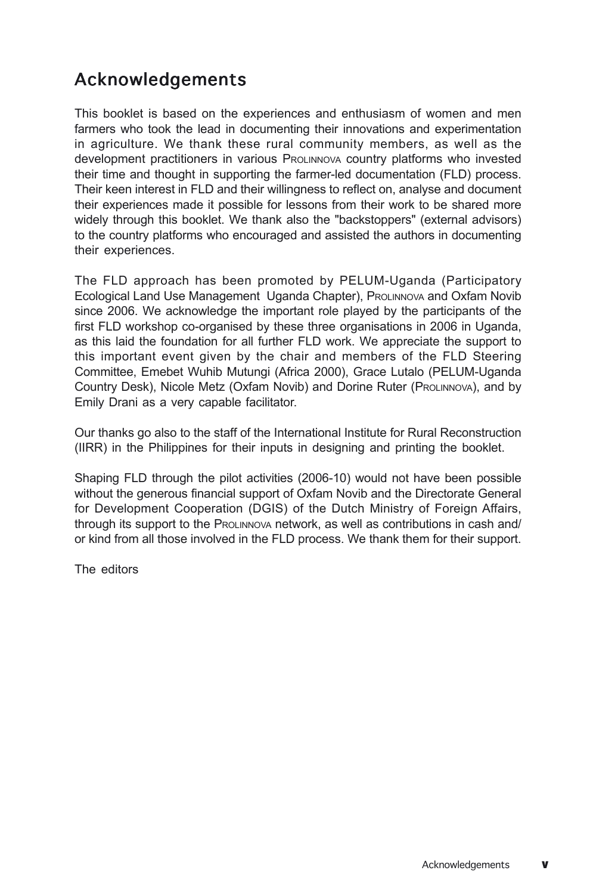# Acknowledgements

This booklet is based on the experiences and enthusiasm of women and men farmers who took the lead in documenting their innovations and experimentation in agriculture. We thank these rural community members, as well as the development practitioners in various PROLINNOVA country platforms who invested their time and thought in supporting the farmer-led documentation (FLD) process. Their keen interest in FLD and their willingness to reflect on, analyse and document their experiences made it possible for lessons from their work to be shared more widely through this booklet. We thank also the "backstoppers" (external advisors) to the country platforms who encouraged and assisted the authors in documenting their experiences.

The FLD approach has been promoted by PELUM-Uganda (Participatory Ecological Land Use Management Uganda Chapter), PROLINNOVA and Oxfam Novib since 2006. We acknowledge the important role played by the participants of the first FLD workshop co-organised by these three organisations in 2006 in Uganda, as this laid the foundation for all further FLD work. We appreciate the support to this important event given by the chair and members of the FLD Steering Committee, Emebet Wuhib Mutungi (Africa 2000), Grace Lutalo (PELUM-Uganda Country Desk), Nicole Metz (Oxfam Novib) and Dorine Ruter (PROLINNOVA), and by Emily Drani as a very capable facilitator.

Our thanks go also to the staff of the International Institute for Rural Reconstruction (IIRR) in the Philippines for their inputs in designing and printing the booklet.

Shaping FLD through the pilot activities (2006-10) would not have been possible without the generous financial support of Oxfam Novib and the Directorate General for Development Cooperation (DGIS) of the Dutch Ministry of Foreign Affairs, through its support to the PROLINNOVA network, as well as contributions in cash and/ or kind from all those involved in the FLD process. We thank them for their support.

The editors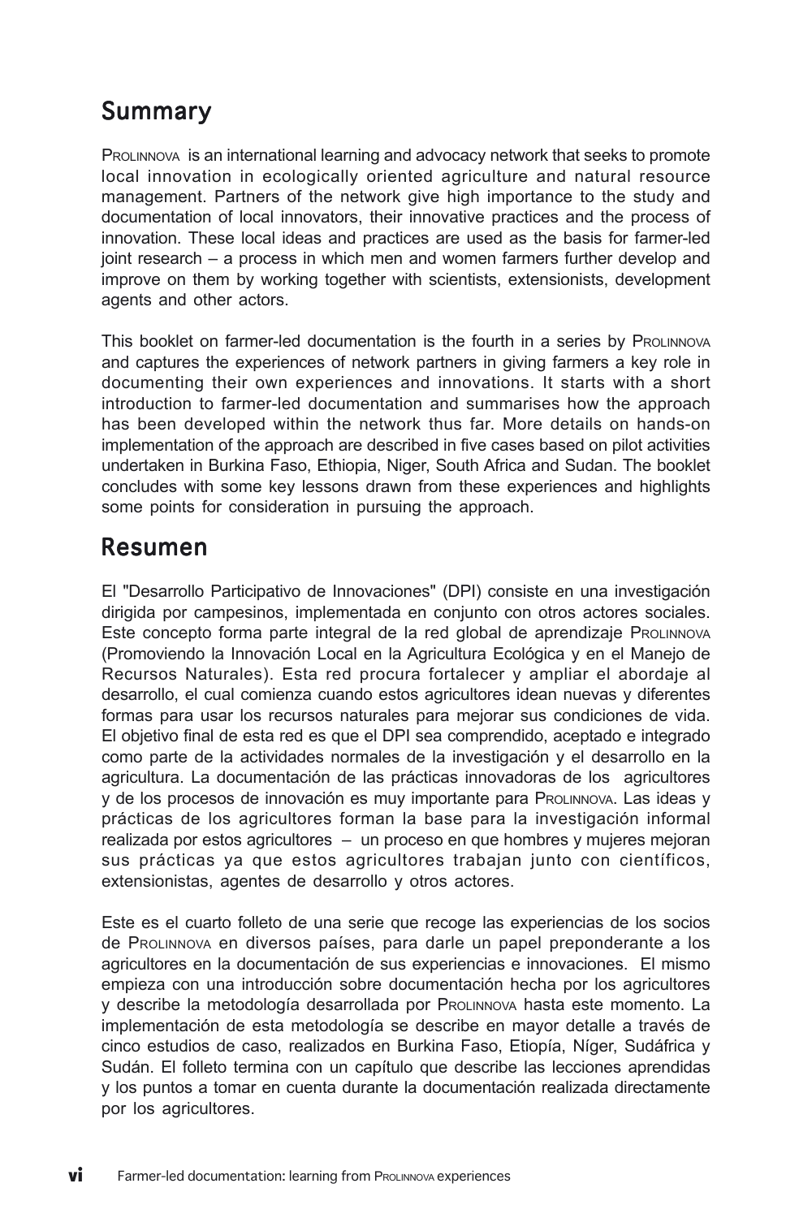## Summary

PROLINNOVA is an international learning and advocacy network that seeks to promote local innovation in ecologically oriented agriculture and natural resource management. Partners of the network give high importance to the study and documentation of local innovators, their innovative practices and the process of innovation. These local ideas and practices are used as the basis for farmer-led joint research – a process in which men and women farmers further develop and improve on them by working together with scientists, extensionists, development agents and other actors.

This booklet on farmer-led documentation is the fourth in a series by PROLINNOVA and captures the experiences of network partners in giving farmers a key role in documenting their own experiences and innovations. It starts with a short introduction to farmer-led documentation and summarises how the approach has been developed within the network thus far. More details on hands-on implementation of the approach are described in five cases based on pilot activities undertaken in Burkina Faso, Ethiopia, Niger, South Africa and Sudan. The booklet concludes with some key lessons drawn from these experiences and highlights some points for consideration in pursuing the approach.

## Resumen

El "Desarrollo Participativo de Innovaciones" (DPI) consiste en una investigación dirigida por campesinos, implementada en conjunto con otros actores sociales. Este concepto forma parte integral de la red global de aprendizaje PROLINNOVA (Promoviendo la Innovación Local en la Agricultura Ecológica y en el Manejo de Recursos Naturales). Esta red procura fortalecer y ampliar el abordaje al desarrollo, el cual comienza cuando estos agricultores idean nuevas y diferentes formas para usar los recursos naturales para mejorar sus condiciones de vida. El objetivo final de esta red es que el DPI sea comprendido, aceptado e integrado como parte de la actividades normales de la investigación y el desarrollo en la agricultura. La documentación de las prácticas innovadoras de los agricultores y de los procesos de innovación es muy importante para PROLINNOVA. Las ideas y prácticas de los agricultores forman la base para la investigación informal realizada por estos agricultores – un proceso en que hombres y mujeres mejoran sus prácticas ya que estos agricultores trabajan junto con científicos, extensionistas, agentes de desarrollo y otros actores.

Este es el cuarto folleto de una serie que recoge las experiencias de los socios de PROLINNOVA en diversos países, para darle un papel preponderante a los agricultores en la documentación de sus experiencias e innovaciones. El mismo empieza con una introducción sobre documentación hecha por los agricultores y describe la metodología desarrollada por PROLINNOVA hasta este momento. La implementación de esta metodología se describe en mayor detalle a través de cinco estudios de caso, realizados en Burkina Faso, Etiopía, Níger, Sudáfrica y Sudán. El folleto termina con un capítulo que describe las lecciones aprendidas y los puntos a tomar en cuenta durante la documentación realizada directamente por los agricultores.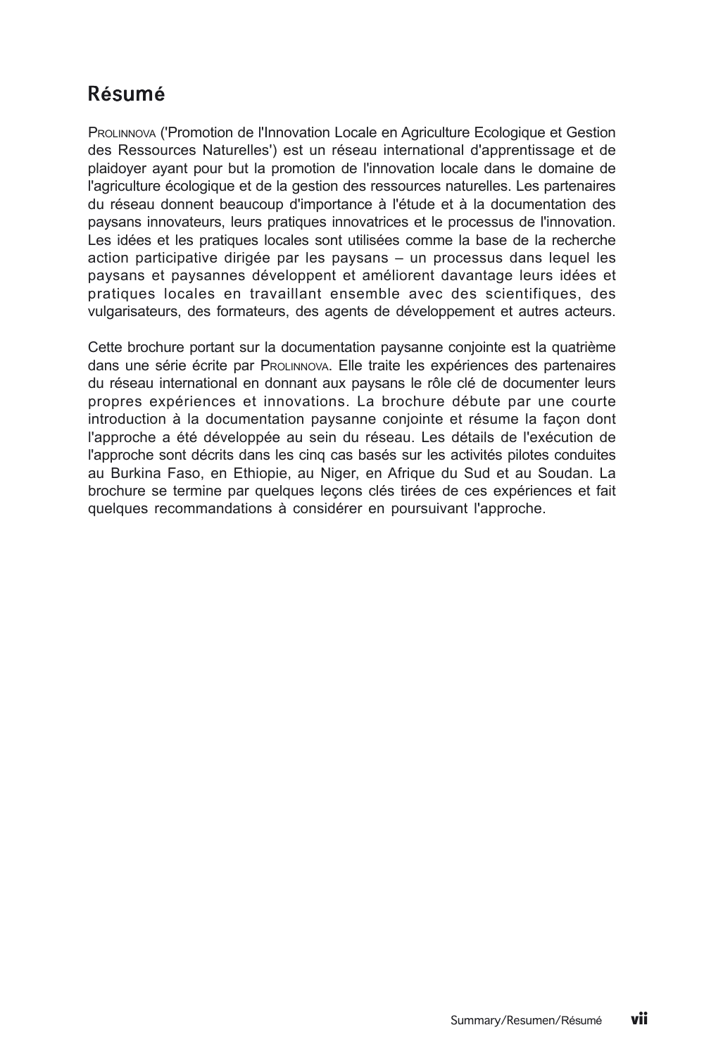## Résumé

PROLINNOVA ('Promotion de l'Innovation Locale en Agriculture Ecologique et Gestion des Ressources Naturelles') est un réseau international d'apprentissage et de plaidoyer ayant pour but la promotion de l'innovation locale dans le domaine de l'agriculture écologique et de la gestion des ressources naturelles. Les partenaires du réseau donnent beaucoup d'importance à l'étude et à la documentation des paysans innovateurs, leurs pratiques innovatrices et le processus de l'innovation. Les idées et les pratiques locales sont utilisées comme la base de la recherche action participative dirigée par les paysans – un processus dans lequel les paysans et paysannes développent et améliorent davantage leurs idées et pratiques locales en travaillant ensemble avec des scientifiques, des vulgarisateurs, des formateurs, des agents de développement et autres acteurs.

Cette brochure portant sur la documentation paysanne conjointe est la quatrième dans une série écrite par PROLINNOVA. Elle traite les expériences des partenaires du réseau international en donnant aux paysans le rôle clé de documenter leurs propres expériences et innovations. La brochure débute par une courte introduction à la documentation paysanne conjointe et résume la façon dont l'approche a été développée au sein du réseau. Les détails de l'exécution de l'approche sont décrits dans les cinq cas basés sur les activités pilotes conduites au Burkina Faso, en Ethiopie, au Niger, en Afrique du Sud et au Soudan. La brochure se termine par quelques leçons clés tirées de ces expériences et fait quelques recommandations à considérer en poursuivant l'approche.